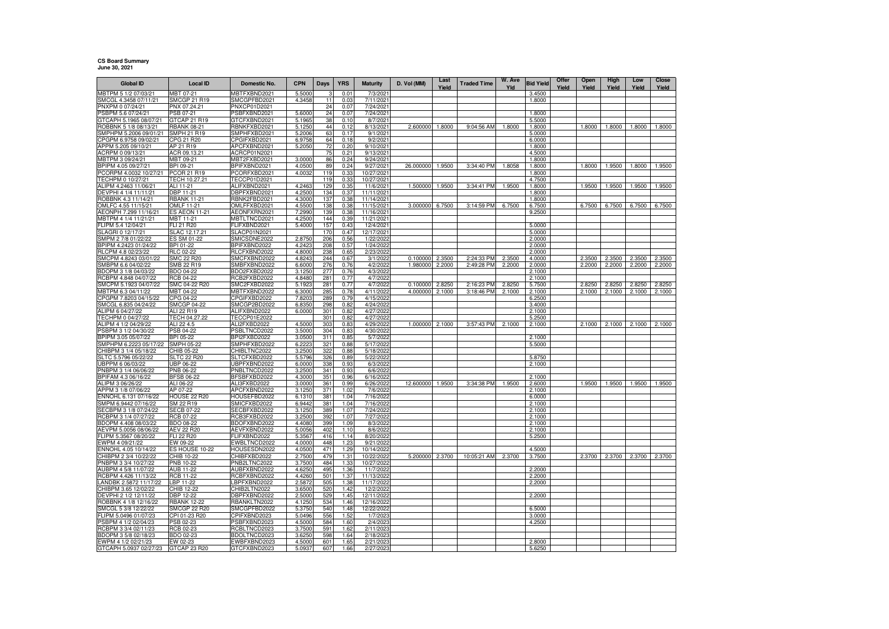**CS Board Summary**
**June 30, 2021**

| Global ID | Local ID | Domestic No. | CPN | Days | YRS | Maturity | D. Vol (MM) | Last Yield | Traded Time | W. Ave Yld | Bid Yield | Offer Yield | Open Yield | High Yield | Low Yield | Close Yield |
|---|---|---|---|---|---|---|---|---|---|---|---|---|---|---|---|---|
| MBTPM 5 1/2 07/03/21 | MBT 07-21 | MBTFXBND2021 | 5.5000 | 3 | 0.01 | 7/3/2021 | | | | | 3.4500 | | | | | |
| SMCGL 4.3458 07/11/21 | SMCGP 21 R19 | SMCGPFBD2021 | 4.3458 | 11 | 0.03 | 7/11/2021 | | | | | 1.8000 | | | | | |
| PNXPM 0 07/24/21 | PNX 07.24.21 | PNXCP01D2021 | | 24 | 0.07 | 7/24/2021 | | | | | | | | | | |
| PSBPM 5.6 07/24/21 | PSB 07-21 | PSBFXBND2021 | 5.6000 | 24 | 0.07 | 7/24/2021 | | | | | 1.8000 | | | | | |
| GTCAPH 5.1965 08/07/21 | GTCAP 21 R19 | GTCFXBND2021 | 5.1965 | 38 | 0.10 | 8/7/2021 | | | | | 5.5000 | | | | | |
| ROBBNK 5 1/8 08/13/21 | RBANK 08-21 | RBNKFXBD2021 | 5.1250 | 44 | 0.12 | 8/13/2021 | 2.600000 | 1.8000 | 9:04:56 AM | 1.8000 | 1.8000 | | 1.8000 | 1.8000 | 1.8000 | 1.8000 |
| SMPHPM 5.2006 09/01/21 | SMPH 21 R19 | SMPHFXBD2021 | 5.2006 | 63 | 0.17 | 9/1/2021 | | | | | 5.0000 | | | | | |
| CPGPM 6.9758 09/02/21 | CPG 21 R20 | CPGIFXBD2021 | 6.9758 | 64 | 0.18 | 9/2/2021 | | | | | 6.0000 | | | | | |
| APPM 5.205 09/10/21 | AP 21 R19 | APCFXBND2021 | 5.2050 | 72 | 0.20 | 9/10/2021 | | | | | 1.8000 | | | | | |
| ACRPM 0 09/13/21 | ACR 09.13.21 | ACRCP01N2021 | | 75 | 0.21 | 9/13/2021 | | | | | 4.5000 | | | | | |
| MBTPM 3 09/24/21 | MBT 09-21 | MBT2FXBD2021 | 3.0000 | 86 | 0.24 | 9/24/2021 | | | | | 1.8000 | | | | | |
| BPIPM 4.05 09/27/21 | BPI 09-21 | BPIFXBND2021 | 4.0500 | 89 | 0.24 | 9/27/2021 | 26.000000 | 1.9500 | 3:34:40 PM | 1.8058 | 1.8000 | | 1.8000 | 1.9500 | 1.8000 | 1.9500 |
| PCORPM 4.0032 10/27/21 | PCOR 21 R19 | PCORFXBD2021 | 4.0032 | 119 | 0.33 | 10/27/2021 | | | | | 1.8000 | | | | | |
| TECHPM 0 10/27/21 | TECH 10.27.21 | TECCP01D2021 | | 119 | 0.33 | 10/27/2021 | | | | | 4.7500 | | | | | |
| ALIPM 4.2463 11/06/21 | ALI 11-21 | ALIFXBND2021 | 4.2463 | 129 | 0.35 | 11/6/2021 | 1.500000 | 1.9500 | 3:34:41 PM | 1.9500 | 1.8000 | | 1.9500 | 1.9500 | 1.9500 | 1.9500 |
| DEVPHI 4 1/4 11/11/21 | DBP 11-21 | DBPFXBND2021 | 4.2500 | 134 | 0.37 | 11/11/2021 | | | | | 1.8000 | | | | | |
| ROBBNK 4.3 11/14/21 | RBANK 11-21 | RBNK2FBD2021 | 4.3000 | 137 | 0.38 | 11/14/2021 | | | | | 1.8000 | | | | | |
| OMLFC 4.55 11/15/21 | OMLF 11-21 | OMLFFXBD2021 | 4.5500 | 138 | 0.38 | 11/15/2021 | 3.000000 | 6.7500 | 3:14:59 PM | 6.7500 | 6.7500 | | 6.7500 | 6.7500 | 6.7500 | 6.7500 |
| AEONPH 7.299 11/16/21 | ES AEON 11-21 | AEONFXRN2021 | 7.2990 | 139 | 0.38 | 11/16/2021 | | | | | 9.2500 | | | | | |
| MBTPM 4 1/4 11/21/21 | MBT 11-21 | MBTLTNCD2021 | 4.2500 | 144 | 0.39 | 11/21/2021 | | | | | | | | | | |
| FLIPM 5.4 12/04/21 | FLI 21 R20 | FLIFXBND2021 | 5.4000 | 157 | 0.43 | 12/4/2021 | | | | | 5.0000 | | | | | |
| SLAGRI 0 12/17/21 | SLAC 12.17.21 | SLACP01N2021 | | 170 | 0.47 | 12/17/2021 | | | | | 5.0000 | | | | | |
| SMPM 2 7/8 01/22/22 | ES SM 01-22 | SMICSDNE2022 | 2.8750 | 206 | 0.56 | 1/22/2022 | | | | | 2.0000 | | | | | |
| BPIPM 4.2423 01/24/22 | BPI 01-22 | BPIFXBND2022 | 4.2423 | 208 | 0.57 | 1/24/2022 | | | | | 2.0000 | | | | | |
| RLCPM 4.8 02/23/22 | RLC 02-22 | RLCFXBND2022 | 4.8000 | 238 | 0.65 | 2/23/2022 | | | | | 2.0000 | | | | | |
| SMCPM 4.8243 03/01/22 | SMC 22 R20 | SMCFXBND2022 | 4.8243 | 244 | 0.67 | 3/1/2022 | 0.100000 | 2.3500 | 2:24:33 PM | 2.3500 | 4.0000 | | 2.3500 | 2.3500 | 2.3500 | 2.3500 |
| SMBPM 6.6 04/02/22 | SMB 22 R19 | SMBFXBND2022 | 6.6000 | 276 | 0.76 | 4/2/2022 | 1.980000 | 2.2000 | 2:49:28 PM | 2.2000 | 2.0000 | | 2.2000 | 2.2000 | 2.2000 | 2.2000 |
| BDOPM 3 1/8 04/03/22 | BDO 04-22 | BDO2FXBD2022 | 3.1250 | 277 | 0.76 | 4/3/2022 | | | | | 2.1000 | | | | | |
| RCBPM 4.848 04/07/22 | RCB 04-22 | RCB2FXBD2022 | 4.8480 | 281 | 0.77 | 4/7/2022 | | | | | 2.1000 | | | | | |
| SMCPM 5.1923 04/07/22 | SMC 04-22 R20 | SMC2FXBD2022 | 5.1923 | 281 | 0.77 | 4/7/2022 | 0.100000 | 2.8250 | 2:16:23 PM | 2.8250 | 5.7500 | | 2.8250 | 2.8250 | 2.8250 | 2.8250 |
| MBTPM 6.3 04/11/22 | MBT 04-22 | MBTFXBND2022 | 6.3000 | 285 | 0.78 | 4/11/2022 | 4.000000 | 2.1000 | 3:18:46 PM | 2.1000 | 2.1000 | | 2.1000 | 2.1000 | 2.1000 | 2.1000 |
| CPGPM 7.8203 04/15/22 | CPG 04-22 | CPGIFXBD2022 | 7.8203 | 289 | 0.79 | 4/15/2022 | | | | | 6.2500 | | | | | |
| SMCGL 6.835 04/24/22 | SMCGP 04-22 | SMCGP2BD2022 | 6.8350 | 298 | 0.82 | 4/24/2022 | | | | | 3.4000 | | | | | |
| ALIPM 6 04/27/22 | ALI 22 R19 | ALIFXBND2022 | 6.0000 | 301 | 0.82 | 4/27/2022 | | | | | 2.1000 | | | | | |
| TECHPM 0 04/27/22 | TECH 04.27.22 | TECCP01E2022 | | 301 | 0.82 | 4/27/2022 | | | | | 5.2500 | | | | | |
| ALIPM 4 1/2 04/29/22 | ALI 22 4.5 | ALI2FXBD2022 | 4.5000 | 303 | 0.83 | 4/29/2022 | 1.000000 | 2.1000 | 3:57:43 PM | 2.1000 | 2.1000 | | 2.1000 | 2.1000 | 2.1000 | 2.1000 |
| PSBPM 3 1/2 04/30/22 | PSB 04-22 | PSBLTNCD2022 | 3.5000 | 304 | 0.83 | 4/30/2022 | | | | | | | | | | |
| BPIPM 3.05 05/07/22 | BPI 05-22 | BPI2FXBD2022 | 3.0500 | 311 | 0.85 | 5/7/2022 | | | | | 2.1000 | | | | | |
| SMPHPM 6.2223 05/17/22 | SMPH 05-22 | SMPHFXBD2022 | 6.2223 | 321 | 0.88 | 5/17/2022 | | | | | 5.5000 | | | | | |
| CHIBPM 3 1/4 05/18/22 | CHIB 05-22 | CHIBLTNC2022 | 3.2500 | 322 | 0.88 | 5/18/2022 | | | | | | | | | | |
| SLTC 5.5796 05/22/22 | SLTC 22 R20 | SLTCFXBD2022 | 5.5796 | 326 | 0.89 | 5/22/2022 | | | | | 5.8750 | | | | | |
| UBPPM 6 06/03/22 | UBP 06-22 | UBPFXBND2022 | 6.0000 | 338 | 0.93 | 6/3/2022 | | | | | 2.1000 | | | | | |
| PNBPM 3 1/4 06/06/22 | PNB 06-22 | PNBLTNCD2022 | 3.2500 | 341 | 0.93 | 6/6/2022 | | | | | | | | | | |
| BPIFAM 4.3 06/16/22 | BFSB 06-22 | BFSBFXBD2022 | 4.3000 | 351 | 0.96 | 6/16/2022 | | | | | 2.1000 | | | | | |
| ALIPM 3 06/26/22 | ALI 06-22 | ALI3FXBD2022 | 3.0000 | 361 | 0.99 | 6/26/2022 | 12.600000 | 1.9500 | 3:34:38 PM | 1.9500 | 2.6000 | | 1.9500 | 1.9500 | 1.9500 | 1.9500 |
| APPM 3 1/8 07/06/22 | AP 07-22 | APCFXBND2022 | 3.1250 | 371 | 1.02 | 7/6/2022 | | | | | 2.1000 | | | | | |
| ENNOHL 6.131 07/16/22 | HOUSE 22 R20 | HOUSEFBD2022 | 6.1310 | 381 | 1.04 | 7/16/2022 | | | | | 6.0000 | | | | | |
| SMPM 6.9442 07/16/22 | SM 22 R19 | SMICFXBD2022 | 6.9442 | 381 | 1.04 | 7/16/2022 | | | | | 2.1000 | | | | | |
| SECBPM 3 1/8 07/24/22 | SECB 07-22 | SECBFXBD2022 | 3.1250 | 389 | 1.07 | 7/24/2022 | | | | | 2.1000 | | | | | |
| RCBPM 3 1/4 07/27/22 | RCB 07-22 | RCB3FXBD2022 | 3.2500 | 392 | 1.07 | 7/27/2022 | | | | | 2.1000 | | | | | |
| BDOPM 4.408 08/03/22 | BDO 08-22 | BDOFXBND2022 | 4.4080 | 399 | 1.09 | 8/3/2022 | | | | | 2.1000 | | | | | |
| AEVPM 5.0056 08/06/22 | AEV 22 R20 | AEVFXBND2022 | 5.0056 | 402 | 1.10 | 8/6/2022 | | | | | 2.1000 | | | | | |
| FLIPM 5.3567 08/20/22 | FLI 22 R20 | FLIFXBND2022 | 5.3567 | 416 | 1.14 | 8/20/2022 | | | | | 5.2500 | | | | | |
| EWPM 4 09/21/22 | EW 09-22 | EWBLTNCD2022 | 4.0000 | 448 | 1.23 | 9/21/2022 | | | | | | | | | | |
| ENNOHL 4.05 10/14/22 | ES HOUSE 10-22 | HOUSESDN2022 | 4.0500 | 471 | 1.29 | 10/14/2022 | | | | | 4.5000 | | | | | |
| CHIBPM 2 3/4 10/22/22 | CHIB 10-22 | CHIBFXBD2022 | 2.7500 | 479 | 1.31 | 10/22/2022 | 5.200000 | 2.3700 | 10:05:21 AM | 2.3700 | 3.7500 | | 2.3700 | 2.3700 | 2.3700 | 2.3700 |
| PNBPM 3 3/4 10/27/22 | PNB 10-22 | PNB2LTNC2022 | 3.7500 | 484 | 1.33 | 10/27/2022 | | | | | | | | | | |
| AUBPM 4 5/8 11/07/22 | AUB 11-22 | AUBFXBND2022 | 4.6250 | 495 | 1.36 | 11/7/2022 | | | | | 2.2000 | | | | | |
| RCBPM 4.426 11/13/22 | RCB 11-22 | RCBFXBND2022 | 4.4260 | 501 | 1.37 | 11/13/2022 | | | | | 2.2000 | | | | | |
| LANDBK 2.5872 11/17/22 | LBP 11-22 | LBPFXBND2022 | 2.5872 | 505 | 1.38 | 11/17/2022 | | | | | 2.2000 | | | | | |
| CHIBPM 3.65 12/02/22 | CHIB 12-22 | CHIB2LTN2022 | 3.6500 | 520 | 1.42 | 12/2/2022 | | | | | | | | | | |
| DEVPHI 2 1/2 12/11/22 | DBP 12-22 | DBPFXBND2022 | 2.5000 | 529 | 1.45 | 12/11/2022 | | | | | 2.2000 | | | | | |
| ROBBNK 4 1/8 12/16/22 | RBANK 12-22 | RBANKLTN2022 | 4.1250 | 534 | 1.46 | 12/16/2022 | | | | | | | | | | |
| SMCGL 5 3/8 12/22/22 | SMCGP 22 R20 | SMCGPFBD2022 | 5.3750 | 540 | 1.48 | 12/22/2022 | | | | | 6.5000 | | | | | |
| FLIPM 5.0496 01/07/23 | CPI 01-23 R20 | CPIFXBND2023 | 5.0496 | 556 | 1.52 | 1/7/2023 | | | | | 3.0000 | | | | | |
| PSBPM 4 1/2 02/04/23 | PSB 02-23 | PSBFXBND2023 | 4.5000 | 584 | 1.60 | 2/4/2023 | | | | | 4.2500 | | | | | |
| RCBPM 3 3/4 02/11/23 | RCB 02-23 | RCBLTNCD2023 | 3.7500 | 591 | 1.62 | 2/11/2023 | | | | | | | | | | |
| BDOPM 3 5/8 02/18/23 | BDO 02-23 | BDOLTNCD2023 | 3.6250 | 598 | 1.64 | 2/18/2023 | | | | | | | | | | |
| EWPM 4 1/2 02/21/23 | EW 02-23 | EWBFXBND2023 | 4.5000 | 601 | 1.65 | 2/21/2023 | | | | | 2.8000 | | | | | |
| GTCAPH 5.0937 02/27/23 | GTCAP 23 R20 | GTCFXBND2023 | 5.0937 | 607 | 1.66 | 2/27/2023 | | | | | 5.6250 | | | | | |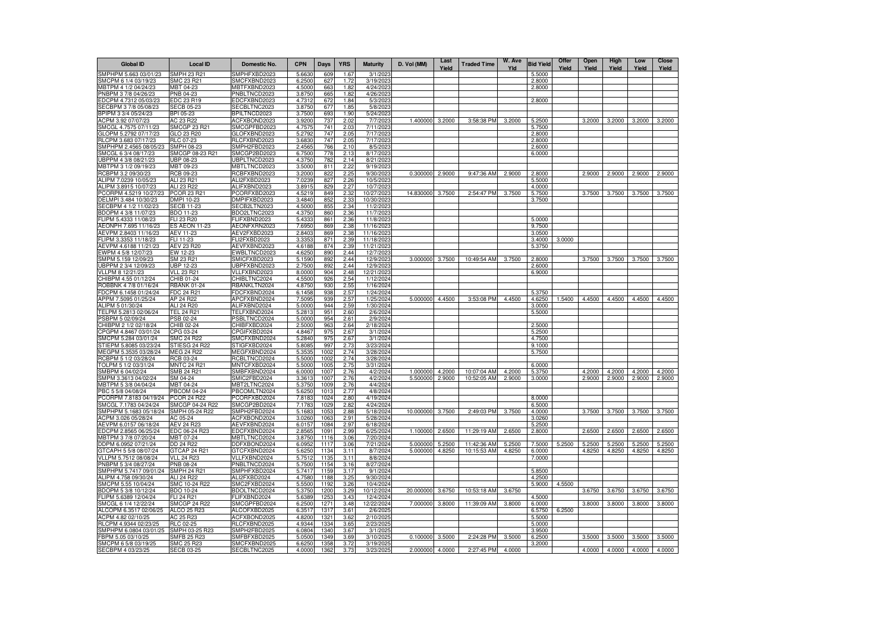| Global ID | Local ID | Domestic No. | CPN | Days | YRS | Maturity | D. Vol (MM) | Last Yield | Traded Time | W. Ave Yld | Bid Yield | Offer Yield | Open Yield | High Yield | Low Yield | Close Yield |
|---|---|---|---|---|---|---|---|---|---|---|---|---|---|---|---|---|
| SMPHPM 5.663 03/01/23 | SMPH 23 R21 | SMPHFXBD2023 | 5.6630 | 609 | 1.67 | 3/1/2023 | | | | | 5.5000 | | | | | |
| SMCPM 6 1/4 03/19/23 | SMC 23 R21 | SMCFXBND2023 | 6.2500 | 627 | 1.72 | 3/19/2023 | | | | | 2.8000 | | | | | |
| MBTPM 4 1/2 04/24/23 | MBT 04-23 | MBTFXBND2023 | 4.5000 | 663 | 1.82 | 4/24/2023 | | | | | 2.8000 | | | | | |
| PNBPM 3 7/8 04/26/23 | PNB 04-23 | PNBLTNCD2023 | 3.8750 | 665 | 1.82 | 4/26/2023 | | | | | | | | | | |
| EDCPM 4.7312 05/03/23 | EDC 23 R19 | EDCFXBND2023 | 4.7312 | 672 | 1.84 | 5/3/2023 | | | | | 2.8000 | | | | | |
| SECBPM 3 7/8 05/08/23 | SECB 05-23 | SECBLTNC2023 | 3.8750 | 677 | 1.85 | 5/8/2023 | | | | | | | | | | |
| BPIPM 3 3/4 05/24/23 | BPI 05-23 | BPILTNCD2023 | 3.7500 | 693 | 1.90 | 5/24/2023 | | | | | | | | | | |
| ACPM 3.92 07/07/23 | AC 23 R22 | ACFXBOND2023 | 3.9200 | 737 | 2.02 | 7/7/2023 | 1.400000 | 3.2000 | 3:58:38 PM | 3.2000 | 5.2500 | | 3.2000 | 3.2000 | 3.2000 | 3.2000 |
| SMCGL 4.7575 07/11/23 | SMCGP 23 R21 | SMCGPFBD2023 | 4.7575 | 741 | 2.03 | 7/11/2023 | | | | | 5.7500 | | | | | |
| GLOPM 5.2792 07/17/23 | GLO 23 R20 | GLOFXBND2023 | 5.2792 | 747 | 2.05 | 7/17/2023 | | | | | 2.8000 | | | | | |
| RLCPM 3.683 07/17/23 | RLC 07-23 | RLCFXBND2023 | 3.6830 | 747 | 2.05 | 7/17/2023 | | | | | 2.8000 | | | | | |
| SMPHPM 2.4565 08/05/23 | SMPH 08-23 | SMPH2FBD2023 | 2.4565 | 766 | 2.10 | 8/5/2023 | | | | | 2.6000 | | | | | |
| SMCGL 6 3/4 08/17/23 | SMCGP 08-23 R21 | SMCGP2BD2023 | 6.7500 | 778 | 2.13 | 8/17/2023 | | | | | 6.0000 | | | | | |
| UBPPM 4 3/8 08/21/23 | UBP 08-23 | UBPLTNCD2023 | 4.3750 | 782 | 2.14 | 8/21/2023 | | | | | | | | | | |
| MBTPM 3 1/2 09/19/23 | MBT 09-23 | MBTLTNCD2023 | 3.5000 | 811 | 2.22 | 9/19/2023 | | | | | | | | | | |
| RCBPM 3.2 09/30/23 | RCB 09-23 | RCBFXBND2023 | 3.2000 | 822 | 2.25 | 9/30/2023 | 0.300000 | 2.9000 | 9:47:36 AM | 2.9000 | 2.8000 | | 2.9000 | 2.9000 | 2.9000 | 2.9000 |
| ALIPM 7.0239 10/05/23 | ALI 23 R21 | ALI2FXBD2023 | 7.0239 | 827 | 2.26 | 10/5/2023 | | | | | 5.5000 | | | | | |
| ALIPM 3.8915 10/07/23 | ALI 23 R22 | ALIFXBND2023 | 3.8915 | 829 | 2.27 | 10/7/2023 | | | | | 4.0000 | | | | | |
| PCORPM 4.5219 10/27/23 | PCOR 23 R21 | PCORFXBD2023 | 4.5219 | 849 | 2.32 | 10/27/2023 | 14.830000 | 3.7500 | 2:54:47 PM | 3.7500 | 5.7500 | | 3.7500 | 3.7500 | 3.7500 | 3.7500 |
| DELMPI 3.484 10/30/23 | DMPI 10-23 | DMPIFXBD2023 | 3.4840 | 852 | 2.33 | 10/30/2023 | | | | | 3.7500 | | | | | |
| SECBPM 4 1/2 11/02/23 | SECB 11-23 | SECB2LTN2023 | 4.5000 | 855 | 2.34 | 11/2/2023 | | | | | | | | | | |
| BDOPM 4 3/8 11/07/23 | BDO 11-23 | BDO2LTNC2023 | 4.3750 | 860 | 2.36 | 11/7/2023 | | | | | | | | | | |
| FLIPM 5.4333 11/08/23 | FLI 23 R20 | FLIFXBND2023 | 5.4333 | 861 | 2.36 | 11/8/2023 | | | | | 5.0000 | | | | | |
| AEONPH 7.695 11/16/23 | ES AEON 11-23 | AEONFXRN2023 | 7.6950 | 869 | 2.38 | 11/16/2023 | | | | | 9.7500 | | | | | |
| AEVPM 2.8403 11/16/23 | AEV 11-23 | AEV2FXBD2023 | 2.8403 | 869 | 2.38 | 11/16/2023 | | | | | 3.0500 | | | | | |
| FLIPM 3.3353 11/18/23 | FLI 11-23 | FLI2FXBD2023 | 3.3353 | 871 | 2.39 | 11/18/2023 | | | | | 3.4000 | 3.0000 | | | | |
| AEVPM 4.6188 11/21/23 | AEV 23 R20 | AEVFXBND2023 | 4.6188 | 874 | 2.39 | 11/21/2023 | | | | | 5.3750 | | | | | |
| EWPM 4 5/8 12/07/23 | EW 12-23 | EWBLTNCD2023 | 4.6250 | 890 | 2.44 | 12/7/2023 | | | | | | | | | | |
| SMPM 5.159 12/09/23 | SM 23 R21 | SMICFXBD2023 | 5.1590 | 892 | 2.44 | 12/9/2023 | 3.000000 | 3.7500 | 10:49:54 AM | 3.7500 | 2.8000 | | 3.7500 | 3.7500 | 3.7500 | 3.7500 |
| UBPPM 2 3/4 12/09/23 | UBP 12-23 | UBPFXBND2023 | 2.7500 | 892 | 2.44 | 12/9/2023 | | | | | 2.6000 | | | | | |
| VLLPM 8 12/21/23 | VLL 23 R21 | VLLFXBND2023 | 8.0000 | 904 | 2.48 | 12/21/2023 | | | | | 6.9000 | | | | | |
| CHIBPM 4.55 01/12/24 | CHIB 01-24 | CHIBLTNC2024 | 4.5500 | 926 | 2.54 | 1/12/2024 | | | | | | | | | | |
| ROBBNK 4 7/8 01/16/24 | RBANK 01-24 | RBANKLTN2024 | 4.8750 | 930 | 2.55 | 1/16/2024 | | | | | | | | | | |
| FDCPM 6.1458 01/24/24 | FDC 24 R21 | FDCFXBND2024 | 6.1458 | 938 | 2.57 | 1/24/2024 | | | | | 5.3750 | | | | | |
| APPM 7.5095 01/25/24 | AP 24 R22 | APCFXBND2024 | 7.5095 | 939 | 2.57 | 1/25/2024 | 5.000000 | 4.4500 | 3:53:08 PM | 4.4500 | 4.6250 | 1.5400 | 4.4500 | 4.4500 | 4.4500 | 4.4500 |
| ALIPM 5 01/30/24 | ALI 24 R20 | ALIFXBND2024 | 5.0000 | 944 | 2.59 | 1/30/2024 | | | | | 3.0000 | | | | | |
| TELPM 5.2813 02/06/24 | TEL 24 R21 | TELFXBND2024 | 5.2813 | 951 | 2.60 | 2/6/2024 | | | | | 5.5000 | | | | | |
| PSBPM 5 02/09/24 | PSB 02-24 | PSBLTNCD2024 | 5.0000 | 954 | 2.61 | 2/9/2024 | | | | | | | | | | |
| CHIBPM 2 1/2 02/18/24 | CHIB 02-24 | CHIBFXBD2024 | 2.5000 | 963 | 2.64 | 2/18/2024 | | | | | 2.5000 | | | | | |
| CPGPM 4.8467 03/01/24 | CPG 03-24 | CPGIFXBD2024 | 4.8467 | 975 | 2.67 | 3/1/2024 | | | | | 5.2500 | | | | | |
| SMCPM 5.284 03/01/24 | SMC 24 R22 | SMCFXBND2024 | 5.2840 | 975 | 2.67 | 3/1/2024 | | | | | 4.7500 | | | | | |
| STIEPM 5.8085 03/23/24 | STIESG 24 R22 | STIGFXBD2024 | 5.8085 | 997 | 2.73 | 3/23/2024 | | | | | 9.1000 | | | | | |
| MEGPM 5.3535 03/28/24 | MEG 24 R22 | MEGFXBND2024 | 5.3535 | 1002 | 2.74 | 3/28/2024 | | | | | 5.7500 | | | | | |
| RCBPM 5 1/2 03/28/24 | RCB 03-24 | RCBLTNCD2024 | 5.5000 | 1002 | 2.74 | 3/28/2024 | | | | | | | | | | |
| TOLPM 5 1/2 03/31/24 | MNTC 24 R21 | MNTCFXBD2024 | 5.5000 | 1005 | 2.75 | 3/31/2024 | | | | | 6.0000 | | | | | |
| SMBPM 6 04/02/24 | SMB 24 R21 | SMBFXBND2024 | 6.0000 | 1007 | 2.76 | 4/2/2024 | 1.000000 | 4.2000 | 10:07:04 AM | 4.2000 | 5.3750 | | 4.2000 | 4.2000 | 4.2000 | 4.2000 |
| SMPM 3.3613 04/02/24 | SM 04-24 | SMIC2FBD2024 | 3.3613 | 1007 | 2.76 | 4/2/2024 | 5.500000 | 2.9000 | 10:52:05 AM | 2.9000 | 3.0000 | | 2.9000 | 2.9000 | 2.9000 | 2.9000 |
| MBTPM 5 3/8 04/04/24 | MBT 04-24 | MBT2LTNC2024 | 5.3750 | 1009 | 2.76 | 4/4/2024 | | | | | | | | | | |
| PBC 5 5/8 04/08/24 | PBCOM 04-24 | PBCOMLTN2024 | 5.6250 | 1013 | 2.77 | 4/8/2024 | | | | | | | | | | |
| PCORPM 7.8183 04/19/24 | PCOR 24 R22 | PCORFXBD2024 | 7.8183 | 1024 | 2.80 | 4/19/2024 | | | | | 8.0000 | | | | | |
| SMCGL 7.1783 04/24/24 | SMCGP 04-24 R22 | SMCGP2BD2024 | 7.1783 | 1029 | 2.82 | 4/24/2024 | | | | | 6.5000 | | | | | |
| SMPHPM 5.1683 05/18/24 | SMPH 05-24 R22 | SMPH2FBD2024 | 5.1683 | 1053 | 2.88 | 5/18/2024 | 10.000000 | 3.7500 | 2:49:03 PM | 3.7500 | 4.0000 | | 3.7500 | 3.7500 | 3.7500 | 3.7500 |
| ACPM 3.026 05/28/24 | AC 05-24 | ACFXBOND2024 | 3.0260 | 1063 | 2.91 | 5/28/2024 | | | | | 3.0260 | | | | | |
| AEVPM 6.0157 06/18/24 | AEV 24 R23 | AEVFXBND2024 | 6.0157 | 1084 | 2.97 | 6/18/2024 | | | | | 5.2500 | | | | | |
| EDCPM 2.8565 06/25/24 | EDC 06-24 R23 | EDCFXBND2024 | 2.8565 | 1091 | 2.99 | 6/25/2024 | 1.100000 | 2.6500 | 11:29:19 AM | 2.6500 | 2.8000 | | 2.6500 | 2.6500 | 2.6500 | 2.6500 |
| MBTPM 3 7/8 07/20/24 | MBT 07-24 | MBTLTNCD2024 | 3.8750 | 1116 | 3.06 | 7/20/2024 | | | | | | | | | | |
| DDPM 6.0952 07/21/24 | DD 24 R22 | DDFXBOND2024 | 6.0952 | 1117 | 3.06 | 7/21/2024 | 5.000000 | 5.2500 | 11:42:36 AM | 5.2500 | 7.5000 | 5.2500 | 5.2500 | 5.2500 | 5.2500 | 5.2500 |
| GTCAPH 5 5/8 08/07/24 | GTCAP 24 R21 | GTCFXBND2024 | 5.6250 | 1134 | 3.11 | 8/7/2024 | 5.000000 | 4.8250 | 10:15:53 AM | 4.8250 | 6.0000 | | 4.8250 | 4.8250 | 4.8250 | 4.8250 |
| VLLPM 5.7512 08/08/24 | VLL 24 R23 | VLLFXBND2024 | 5.7512 | 1135 | 3.11 | 8/8/2024 | | | | | 7.0000 | | | | | |
| PNBPM 5 3/4 08/27/24 | PNB 08-24 | PNBLTNCD2024 | 5.7500 | 1154 | 3.16 | 8/27/2024 | | | | | | | | | | |
| SMPHPM 5.7417 09/01/24 | SMPH 24 R21 | SMPHFXBD2024 | 5.7417 | 1159 | 3.17 | 9/1/2024 | | | | | 5.8500 | | | | | |
| ALIPM 4.758 09/30/24 | ALI 24 R22 | ALI2FXBD2024 | 4.7580 | 1188 | 3.25 | 9/30/2024 | | | | | 4.2500 | | | | | |
| SMCPM 5.55 10/04/24 | SMC 10-24 R22 | SMC2FXBD2024 | 5.5500 | 1192 | 3.26 | 10/4/2024 | | | | | 5.9000 | 4.5500 | | | | |
| BDOPM 5 3/8 10/12/24 | BDO 10-24 | BDOLTNCD2024 | 5.3750 | 1200 | 3.29 | 10/12/2024 | 20.000000 | 3.6750 | 10:53:18 AM | 3.6750 | | | 3.6750 | 3.6750 | 3.6750 | 3.6750 |
| FLIPM 5.6389 12/04/24 | FLI 24 R21 | FLIFXBND2024 | 5.6389 | 1253 | 3.43 | 12/4/2024 | | | | | 4.5000 | | | | | |
| SMCGL 6 1/4 12/22/24 | SMCGP 24 R22 | SMCGPFBD2024 | 6.2500 | 1271 | 3.48 | 12/22/2024 | 7.000000 | 3.8000 | 11:39:09 AM | 3.8000 | 6.0000 | | 3.8000 | 3.8000 | 3.8000 | 3.8000 |
| ALCOPM 6.3517 02/06/25 | ALCO 25 R23 | ALCOFXBD2025 | 6.3517 | 1317 | 3.61 | 2/6/2025 | | | | | 6.5750 | 6.2500 | | | | |
| ACPM 4.82 02/10/25 | AC 25 R23 | ACFXBOND2025 | 4.8200 | 1321 | 3.62 | 2/10/2025 | | | | | 5.5000 | | | | | |
| RLCPM 4.9344 02/23/25 | RLC 02-25 | RLCFXBND2025 | 4.9344 | 1334 | 3.65 | 2/23/2025 | | | | | 5.0000 | | | | | |
| SMPHPM 6.0804 03/01/25 | SMPH 03-25 R23 | SMPH2FBD2025 | 6.0804 | 1340 | 3.67 | 3/1/2025 | | | | | 3.9500 | | | | | |
| FBPM 5.05 03/10/25 | SMFB 25 R23 | SMFBFXBD2025 | 5.0500 | 1349 | 3.69 | 3/10/2025 | 0.100000 | 3.5000 | 2:24:28 PM | 3.5000 | 6.2500 | | 3.5000 | 3.5000 | 3.5000 | 3.5000 |
| SMCPM 6 5/8 03/19/25 | SMC 25 R23 | SMCFXBND2025 | 6.6250 | 1358 | 3.72 | 3/19/2025 | | | | | 3.2000 | | | | | |
| SECBPM 4 03/23/25 | SECB 03-25 | SECBLTNC2025 | 4.0000 | 1362 | 3.73 | 3/23/2025 | 2.000000 | 4.0000 | 2:27:45 PM | 4.0000 | | | 4.0000 | 4.0000 | 4.0000 | 4.0000 |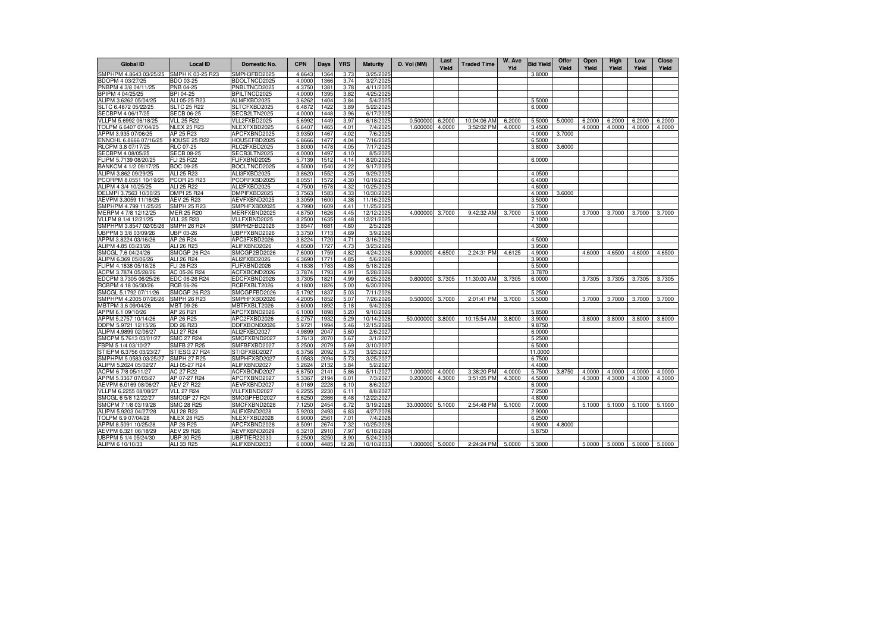| Global ID | Local ID | Domestic No. | CPN | Days | YRS | Maturity | D. Vol (MM) | Last Yield | Traded Time | W. Ave Yld | Bid Yield | Offer Yield | Open Yield | High Yield | Low Yield | Close Yield |
|---|---|---|---|---|---|---|---|---|---|---|---|---|---|---|---|---|
| SMPHPM 4.8643 03/25/25 | SMPH K 03-25 R23 | SMPH3FBD2025 | 4.8643 | 1364 | 3.73 | 3/25/2025 | | | | | 3.8000 | | | | | |
| BDOPM 4 03/27/25 | BDO 03-25 | BDOLTNCD2025 | 4.0000 | 1366 | 3.74 | 3/27/2025 | | | | | | | | | | |
| PNBPM 4 3/8 04/11/25 | PNB 04-25 | PNBLTNCD2025 | 4.3750 | 1381 | 3.78 | 4/11/2025 | | | | | | | | | | |
| BPIPM 4 04/25/25 | BPI 04-25 | BPILTNCD2025 | 4.0000 | 1395 | 3.82 | 4/25/2025 | | | | | | | | | | |
| ALIPM 3.6262 05/04/25 | ALI 05-25 R23 | ALI4FXBD2025 | 3.6262 | 1404 | 3.84 | 5/4/2025 | | | | | 5.5000 | | | | | |
| SLTC 6.4872 05/22/25 | SLTC 25 R22 | SLTCFXBD2025 | 6.4872 | 1422 | 3.89 | 5/22/2025 | | | | | 6.0000 | | | | | |
| SECBPM 4 06/17/25 | SECB 06-25 | SECB2LTN2025 | 4.0000 | 1448 | 3.96 | 6/17/2025 | | | | | | | | | | |
| VLLPM 5.6992 06/18/25 | VLL 25 R22 | VLL2FXBD2025 | 5.6992 | 1449 | 3.97 | 6/18/2025 | 0.500000 | 6.2000 | 10:04:06 AM | 6.2000 | 5.5000 | 5.0000 | 6.2000 | 6.2000 | 6.2000 | 6.2000 |
| TOLPM 6.6407 07/04/25 | NLEX 25 R23 | NLEXFXBD2025 | 6.6407 | 1465 | 4.01 | 7/4/2025 | 1.600000 | 4.0000 | 3:52:02 PM | 4.0000 | 3.4500 | | 4.0000 | 4.0000 | 4.0000 | 4.0000 |
| APPM 3.935 07/06/25 | AP 25 R23 | APCFXBND2025 | 3.9350 | 1467 | 4.02 | 7/6/2025 | | | | | 4.0000 | 3.7000 | | | | |
| ENNOHL 6.8666 07/16/25 | HOUSE 25 R22 | HOUSEFBD2025 | 6.8666 | 1477 | 4.04 | 7/16/2025 | | | | | 6.5000 | | | | | |
| RLCPM 3.8 07/17/25 | RLC 07-25 | RLC2FXBD2025 | 3.8000 | 1478 | 4.05 | 7/17/2025 | | | | | 3.8000 | 3.6000 | | | | |
| SECBPM 4 08/05/25 | SECB 08-25 | SECB3LTN2025 | 4.0000 | 1497 | 4.10 | 8/5/2025 | | | | | | | | | | |
| FLIPM 5.7139 08/20/25 | FLI 25 R22 | FLIFXBND2025 | 5.7139 | 1512 | 4.14 | 8/20/2025 | | | | | 6.0000 | | | | | |
| BANKCM 4 1/2 09/17/25 | BOC 09-25 | BOCLTNCD2025 | 4.5000 | 1540 | 4.22 | 9/17/2025 | | | | | | | | | | |
| ALIPM 3.862 09/29/25 | ALI 25 R23 | ALI3FXBD2025 | 3.8620 | 1552 | 4.25 | 9/29/2025 | | | | | 4.0500 | | | | | |
| PCORPM 8.0551 10/19/25 | PCOR 25 R23 | PCORFXBD2025 | 8.0551 | 1572 | 4.30 | 10/19/2025 | | | | | 6.4000 | | | | | |
| ALIPM 4 3/4 10/25/25 | ALI 25 R22 | ALI2FXBD2025 | 4.7500 | 1578 | 4.32 | 10/25/2025 | | | | | 4.6000 | | | | | |
| DELMPI 3.7563 10/30/25 | DMPI 25 R24 | DMPIFXBD2025 | 3.7563 | 1583 | 4.33 | 10/30/2025 | | | | | 4.0000 | 3.6000 | | | | |
| AEVPM 3.3059 11/16/25 | AEV 25 R23 | AEVFXBND2025 | 3.3059 | 1600 | 4.38 | 11/16/2025 | | | | | 3.5000 | | | | | |
| SMPHPM 4.799 11/25/25 | SMPH 25 R23 | SMPHFXBD2025 | 4.7990 | 1609 | 4.41 | 11/25/2025 | | | | | 5.7500 | | | | | |
| MERPM 4 7/8 12/12/25 | MER 25 R20 | MERFXBND2025 | 4.8750 | 1626 | 4.45 | 12/12/2025 | 4.000000 | 3.7000 | 9:42:32 AM | 3.7000 | 5.0000 | | 3.7000 | 3.7000 | 3.7000 | 3.7000 |
| VLLPM 8 1/4 12/21/25 | VLL 25 R23 | VLLFXBND2025 | 8.2500 | 1635 | 4.48 | 12/21/2025 | | | | | 7.1000 | | | | | |
| SMPHPM 3.8547 02/05/26 | SMPH 26 R24 | SMPH2FBD2026 | 3.8547 | 1681 | 4.60 | 2/5/2026 | | | | | 4.3000 | | | | | |
| UBPPM 3 3/8 03/09/26 | UBP 03-26 | UBPFXBND2026 | 3.3750 | 1713 | 4.69 | 3/9/2026 | | | | | | | | | | |
| APPM 3.8224 03/16/26 | AP 26 R24 | APC3FXBD2026 | 3.8224 | 1720 | 4.71 | 3/16/2026 | | | | | 4.5000 | | | | | |
| ALIPM 4.85 03/23/26 | ALI 26 R23 | ALIFXBND2026 | 4.8500 | 1727 | 4.73 | 3/23/2026 | | | | | 3.9500 | | | | | |
| SMCGL 7.6 04/24/26 | SMCGP 26 R24 | SMCGP2BD2026 | 7.6000 | 1759 | 4.82 | 4/24/2026 | 8.000000 | 4.6500 | 2:24:31 PM | 4.6125 | 4.9000 | | 4.6000 | 4.6500 | 4.6000 | 4.6500 |
| ALIPM 6.369 05/06/26 | ALI 26 R24 | ALI2FXBD2026 | 6.3690 | 1771 | 4.85 | 5/6/2026 | | | | | 3.9000 | | | | | |
| FLIPM 4.1838 05/18/26 | FLI 26 R23 | FLIFXBND2026 | 4.1838 | 1783 | 4.88 | 5/18/2026 | | | | | 5.5000 | | | | | |
| ACPM 3.7874 05/28/26 | AC 05-26 R24 | ACFXBOND2026 | 3.7874 | 1793 | 4.91 | 5/28/2026 | | | | | 3.7870 | | | | | |
| EDCPM 3.7305 06/25/26 | EDC 06-26 R24 | EDCFXBND2026 | 3.7305 | 1821 | 4.99 | 6/25/2026 | 0.600000 | 3.7305 | 11:30:00 AM | 3.7305 | 6.0000 | | 3.7305 | 3.7305 | 3.7305 | 3.7305 |
| RCBPM 4.18 06/30/26 | RCB 06-26 | RCBFXBLT2026 | 4.1800 | 1826 | 5.00 | 6/30/2026 | | | | | | | | | | |
| SMCGL 5.1792 07/11/26 | SMCGP 26 R23 | SMCGPFBD2026 | 5.1792 | 1837 | 5.03 | 7/11/2026 | | | | | 5.2500 | | | | | |
| SMPHPM 4.2005 07/26/26 | SMPH 26 R23 | SMPHFXBD2026 | 4.2005 | 1852 | 5.07 | 7/26/2026 | 0.500000 | 3.7000 | 2:01:41 PM | 3.7000 | 5.5000 | | 3.7000 | 3.7000 | 3.7000 | 3.7000 |
| MBTPM 3.6 09/04/26 | MBT 09-26 | MBTFXBLT2026 | 3.6000 | 1892 | 5.18 | 9/4/2026 | | | | | | | | | | |
| APPM 6.1 09/10/26 | AP 26 R21 | APCFXBND2026 | 6.1000 | 1898 | 5.20 | 9/10/2026 | | | | | 5.8500 | | | | | |
| APPM 5.2757 10/14/26 | AP 26 R25 | APC2FXBD2026 | 5.2757 | 1932 | 5.29 | 10/14/2026 | 50.000000 | 3.8000 | 10:15:54 AM | 3.8000 | 3.9000 | | 3.8000 | 3.8000 | 3.8000 | 3.8000 |
| DDPM 5.9721 12/15/26 | DD 26 R23 | DDFXBOND2026 | 5.9721 | 1994 | 5.46 | 12/15/2026 | | | | | 9.8750 | | | | | |
| ALIPM 4.9899 02/06/27 | ALI 27 R24 | ALI2FXBD2027 | 4.9899 | 2047 | 5.60 | 2/6/2027 | | | | | 6.0000 | | | | | |
| SMCPM 5.7613 03/01/27 | SMC 27 R24 | SMCFXBND2027 | 5.7613 | 2070 | 5.67 | 3/1/2027 | | | | | 5.2500 | | | | | |
| FBPM 5 1/4 03/10/27 | SMFB 27 R25 | SMFBFXBD2027 | 5.2500 | 2079 | 5.69 | 3/10/2027 | | | | | 6.5000 | | | | | |
| STIEPM 6.3756 03/23/27 | STIESG 27 R24 | STIGFXBD2027 | 6.3756 | 2092 | 5.73 | 3/23/2027 | | | | | 11.0000 | | | | | |
| SMPHPM 5.0583 03/25/27 | SMPH 27 R25 | SMPHFXBD2027 | 5.0583 | 2094 | 5.73 | 3/25/2027 | | | | | 6.7500 | | | | | |
| ALIPM 5.2624 05/02/27 | ALI 05-27 R24 | ALIFXBND2027 | 5.2624 | 2132 | 5.84 | 5/2/2027 | | | | | 4.4000 | | | | | |
| ACPM 6 7/8 05/11/27 | AC 27 R22 | ACFXBOND2027 | 6.8750 | 2141 | 5.86 | 5/11/2027 | 1.000000 | 4.0000 | 3:38:20 PM | 4.0000 | 5.7500 | 3.8750 | 4.0000 | 4.0000 | 4.0000 | 4.0000 |
| APPM 5.3367 07/03/27 | AP 07-27 R24 | APCFXBND2027 | 5.3367 | 2194 | 6.01 | 7/3/2027 | 0.200000 | 4.3000 | 3:51:05 PM | 4.3000 | 4.5000 | | 4.3000 | 4.3000 | 4.3000 | 4.3000 |
| AEVPM 6.0169 08/06/27 | AEV 27 R22 | AEVFXBND2027 | 6.0169 | 2228 | 6.10 | 8/6/2027 | | | | | 6.0000 | | | | | |
| VLLPM 6.2255 08/08/27 | VLL 27 R24 | VLLFXBND2027 | 6.2255 | 2230 | 6.11 | 8/8/2027 | | | | | 7.2500 | | | | | |
| SMCGL 6 5/8 12/22/27 | SMCGP 27 R24 | SMCGPFBD2027 | 6.6250 | 2366 | 6.48 | 12/22/2027 | | | | | 4.8000 | | | | | |
| SMCPM 7 1/8 03/19/28 | SMC 28 R25 | SMCFXBND2028 | 7.1250 | 2454 | 6.72 | 3/19/2028 | 33.000000 | 5.1000 | 2:54:48 PM | 5.1000 | 7.0000 | | 5.1000 | 5.1000 | 5.1000 | 5.1000 |
| ALIPM 5.9203 04/27/28 | ALI 28 R23 | ALIFXBND2028 | 5.9203 | 2493 | 6.83 | 4/27/2028 | | | | | 2.9000 | | | | | |
| TOLPM 6.9 07/04/28 | NLEX 28 R25 | NLEXFXBD2028 | 6.9000 | 2561 | 7.01 | 7/4/2028 | | | | | 6.2500 | | | | | |
| APPM 8.5091 10/25/28 | AP 28 R25 | APCFXBND2028 | 8.5091 | 2674 | 7.32 | 10/25/2028 | | | | | 4.9000 | 4.8000 | | | | |
| AEVPM 6.321 06/18/29 | AEV 29 R26 | AEVFXBND2029 | 6.3210 | 2910 | 7.97 | 6/18/2029 | | | | | 5.8750 | | | | | |
| UBPPM 5 1/4 05/24/30 | UBP 30 R25 | UBPTIER22030 | 5.2500 | 3250 | 8.90 | 5/24/2030 | | | | | | | | | | |
| ALIPM 6 10/10/33 | ALI 33 R25 | ALIFXBND2033 | 6.0000 | 4485 | 12.28 | 10/10/2033 | 1.000000 | 5.0000 | 2:24:24 PM | 5.0000 | 5.3000 | | 5.0000 | 5.0000 | 5.0000 | 5.0000 |